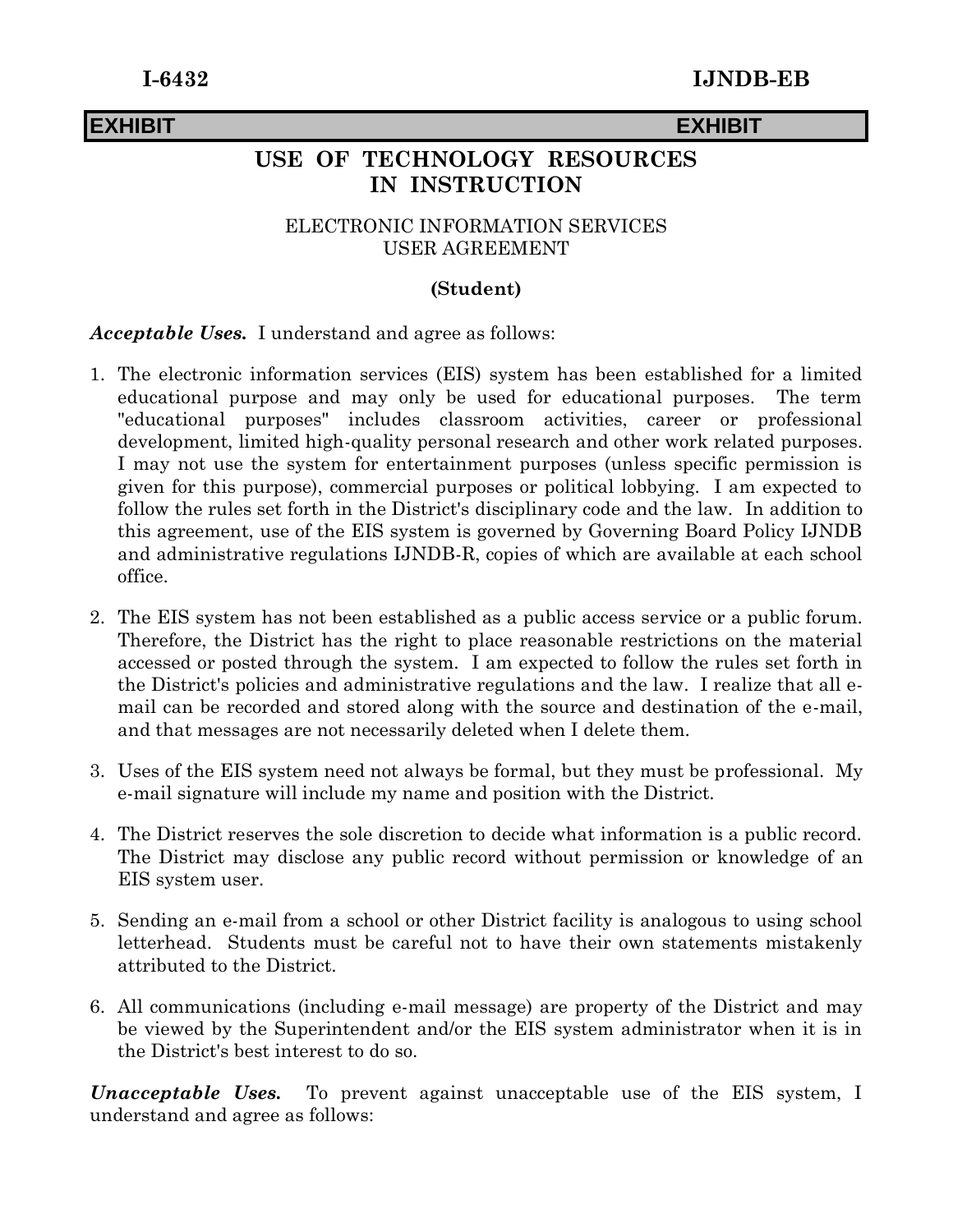# USE OF TECHNOLOGY RESOURCES IN INSTRUCTION

## ELECTRONIC INFORMATION SERVICES USER AGREEMENT

### (Student)

***Acceptable Uses.*** I understand and agree as follows:

1. The electronic information services (EIS) system has been established for a limited educational purpose and may only be used for educational purposes. The term "educational purposes" includes classroom activities, career or professional development, limited high-quality personal research and other work related purposes. I may not use the system for entertainment purposes (unless specific permission is given for this purpose), commercial purposes or political lobbying. I am expected to follow the rules set forth in the District's disciplinary code and the law. In addition to this agreement, use of the EIS system is governed by Governing Board Policy IJNDB and administrative regulations IJNDB-R, copies of which are available at each school office.

2. The EIS system has not been established as a public access service or a public forum. Therefore, the District has the right to place reasonable restrictions on the material accessed or posted through the system. I am expected to follow the rules set forth in the District's policies and administrative regulations and the law. I realize that all e-mail can be recorded and stored along with the source and destination of the e-mail, and that messages are not necessarily deleted when I delete them.

3. Uses of the EIS system need not always be formal, but they must be professional. My e-mail signature will include my name and position with the District.

4. The District reserves the sole discretion to decide what information is a public record. The District may disclose any public record without permission or knowledge of an EIS system user.

5. Sending an e-mail from a school or other District facility is analogous to using school letterhead. Students must be careful not to have their own statements mistakenly attributed to the District.

6. All communications (including e-mail message) are property of the District and may be viewed by the Superintendent and/or the EIS system administrator when it is in the District's best interest to do so.

***Unacceptable Uses.*** To prevent against unacceptable use of the EIS system, I understand and agree as follows: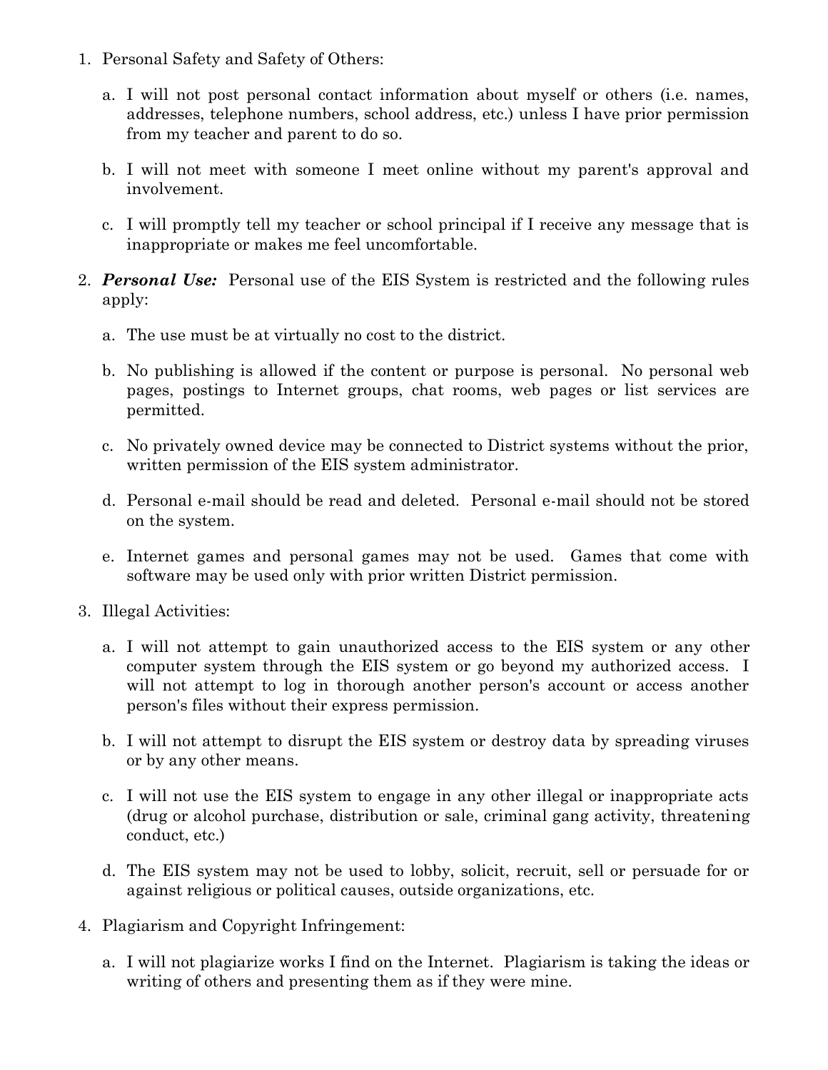1. Personal Safety and Safety of Others:

   a. I will not post personal contact information about myself or others (i.e. names, addresses, telephone numbers, school address, etc.) unless I have prior permission from my teacher and parent to do so.

   b. I will not meet with someone I meet online without my parent's approval and involvement.

   c. I will promptly tell my teacher or school principal if I receive any message that is inappropriate or makes me feel uncomfortable.

2. ***Personal Use:*** Personal use of the EIS System is restricted and the following rules apply:

   a. The use must be at virtually no cost to the district.

   b. No publishing is allowed if the content or purpose is personal. No personal web pages, postings to Internet groups, chat rooms, web pages or list services are permitted.

   c. No privately owned device may be connected to District systems without the prior, written permission of the EIS system administrator.

   d. Personal e-mail should be read and deleted. Personal e-mail should not be stored on the system.

   e. Internet games and personal games may not be used. Games that come with software may be used only with prior written District permission.

3. Illegal Activities:

   a. I will not attempt to gain unauthorized access to the EIS system or any other computer system through the EIS system or go beyond my authorized access. I will not attempt to log in thorough another person's account or access another person's files without their express permission.

   b. I will not attempt to disrupt the EIS system or destroy data by spreading viruses or by any other means.

   c. I will not use the EIS system to engage in any other illegal or inappropriate acts (drug or alcohol purchase, distribution or sale, criminal gang activity, threatening conduct, etc.)

   d. The EIS system may not be used to lobby, solicit, recruit, sell or persuade for or against religious or political causes, outside organizations, etc.

4. Plagiarism and Copyright Infringement:

   a. I will not plagiarize works I find on the Internet. Plagiarism is taking the ideas or writing of others and presenting them as if they were mine.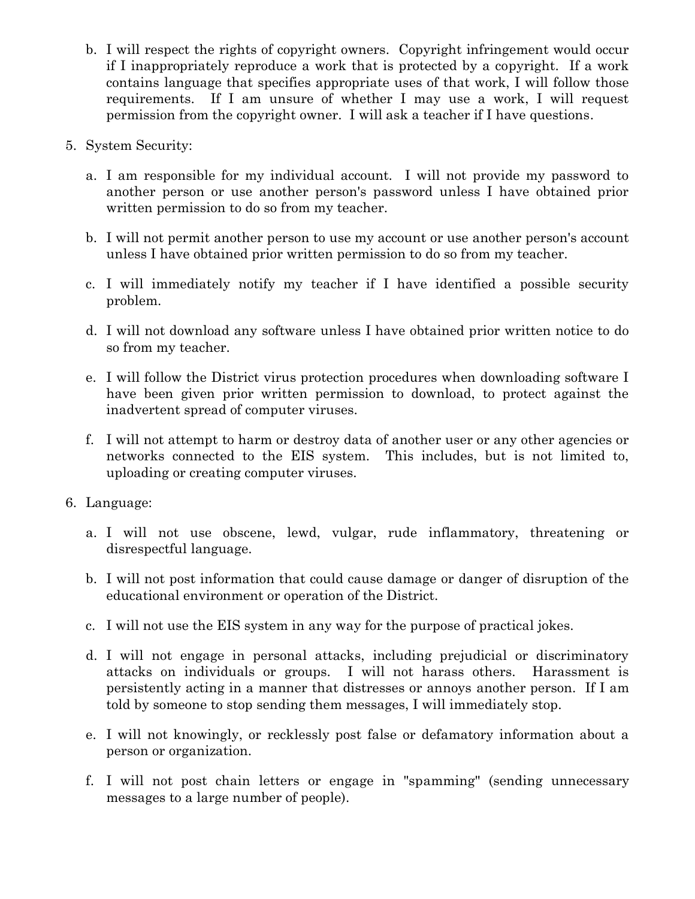b. I will respect the rights of copyright owners. Copyright infringement would occur if I inappropriately reproduce a work that is protected by a copyright. If a work contains language that specifies appropriate uses of that work, I will follow those requirements. If I am unsure of whether I may use a work, I will request permission from the copyright owner. I will ask a teacher if I have questions.

5. System Security:

   a. I am responsible for my individual account. I will not provide my password to another person or use another person's password unless I have obtained prior written permission to do so from my teacher.

   b. I will not permit another person to use my account or use another person's account unless I have obtained prior written permission to do so from my teacher.

   c. I will immediately notify my teacher if I have identified a possible security problem.

   d. I will not download any software unless I have obtained prior written notice to do so from my teacher.

   e. I will follow the District virus protection procedures when downloading software I have been given prior written permission to download, to protect against the inadvertent spread of computer viruses.

   f. I will not attempt to harm or destroy data of another user or any other agencies or networks connected to the EIS system. This includes, but is not limited to, uploading or creating computer viruses.

6. Language:

   a. I will not use obscene, lewd, vulgar, rude inflammatory, threatening or disrespectful language.

   b. I will not post information that could cause damage or danger of disruption of the educational environment or operation of the District.

   c. I will not use the EIS system in any way for the purpose of practical jokes.

   d. I will not engage in personal attacks, including prejudicial or discriminatory attacks on individuals or groups. I will not harass others. Harassment is persistently acting in a manner that distresses or annoys another person. If I am told by someone to stop sending them messages, I will immediately stop.

   e. I will not knowingly, or recklessly post false or defamatory information about a person or organization.

   f. I will not post chain letters or engage in "spamming" (sending unnecessary messages to a large number of people).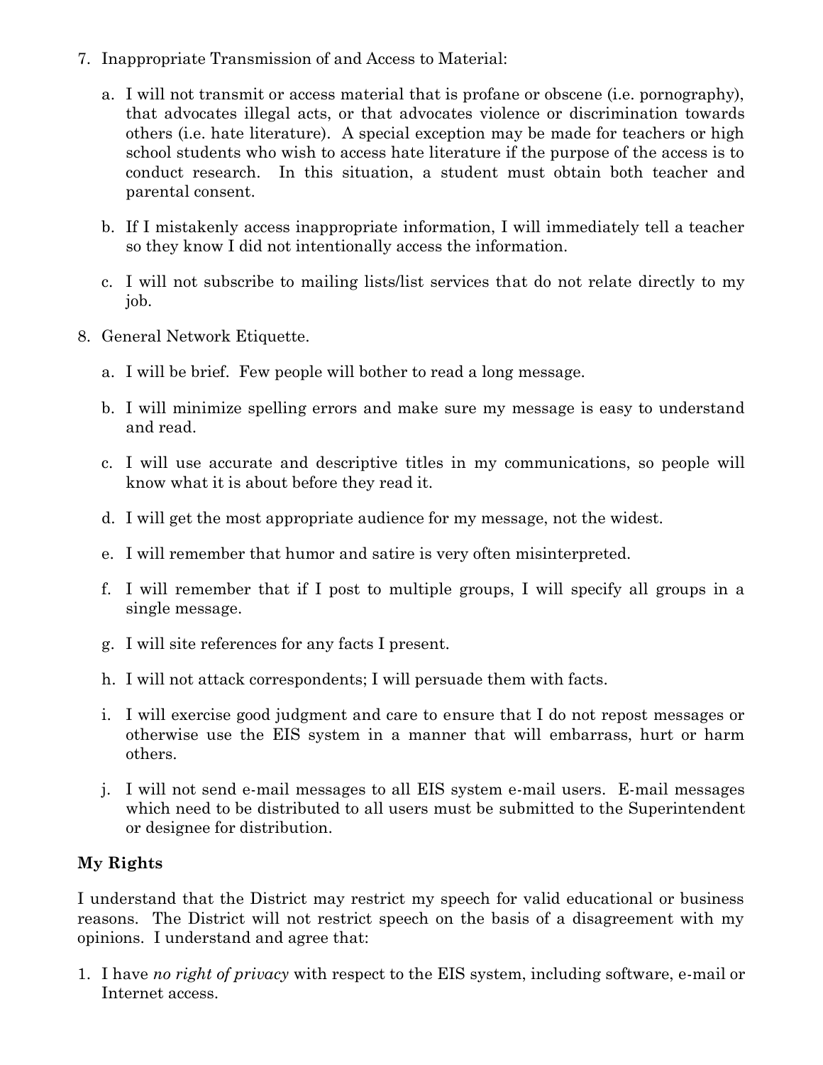7. Inappropriate Transmission of and Access to Material:

   a. I will not transmit or access material that is profane or obscene (i.e. pornography), that advocates illegal acts, or that advocates violence or discrimination towards others (i.e. hate literature). A special exception may be made for teachers or high school students who wish to access hate literature if the purpose of the access is to conduct research. In this situation, a student must obtain both teacher and parental consent.

   b. If I mistakenly access inappropriate information, I will immediately tell a teacher so they know I did not intentionally access the information.

   c. I will not subscribe to mailing lists/list services that do not relate directly to my job.

8. General Network Etiquette.

   a. I will be brief. Few people will bother to read a long message.

   b. I will minimize spelling errors and make sure my message is easy to understand and read.

   c. I will use accurate and descriptive titles in my communications, so people will know what it is about before they read it.

   d. I will get the most appropriate audience for my message, not the widest.

   e. I will remember that humor and satire is very often misinterpreted.

   f. I will remember that if I post to multiple groups, I will specify all groups in a single message.

   g. I will site references for any facts I present.

   h. I will not attack correspondents; I will persuade them with facts.

   i. I will exercise good judgment and care to ensure that I do not repost messages or otherwise use the EIS system in a manner that will embarrass, hurt or harm others.

   j. I will not send e-mail messages to all EIS system e-mail users. E-mail messages which need to be distributed to all users must be submitted to the Superintendent or designee for distribution.

**My Rights**

I understand that the District may restrict my speech for valid educational or business reasons. The District will not restrict speech on the basis of a disagreement with my opinions. I understand and agree that:

1. I have *no right of privacy* with respect to the EIS system, including software, e-mail or Internet access.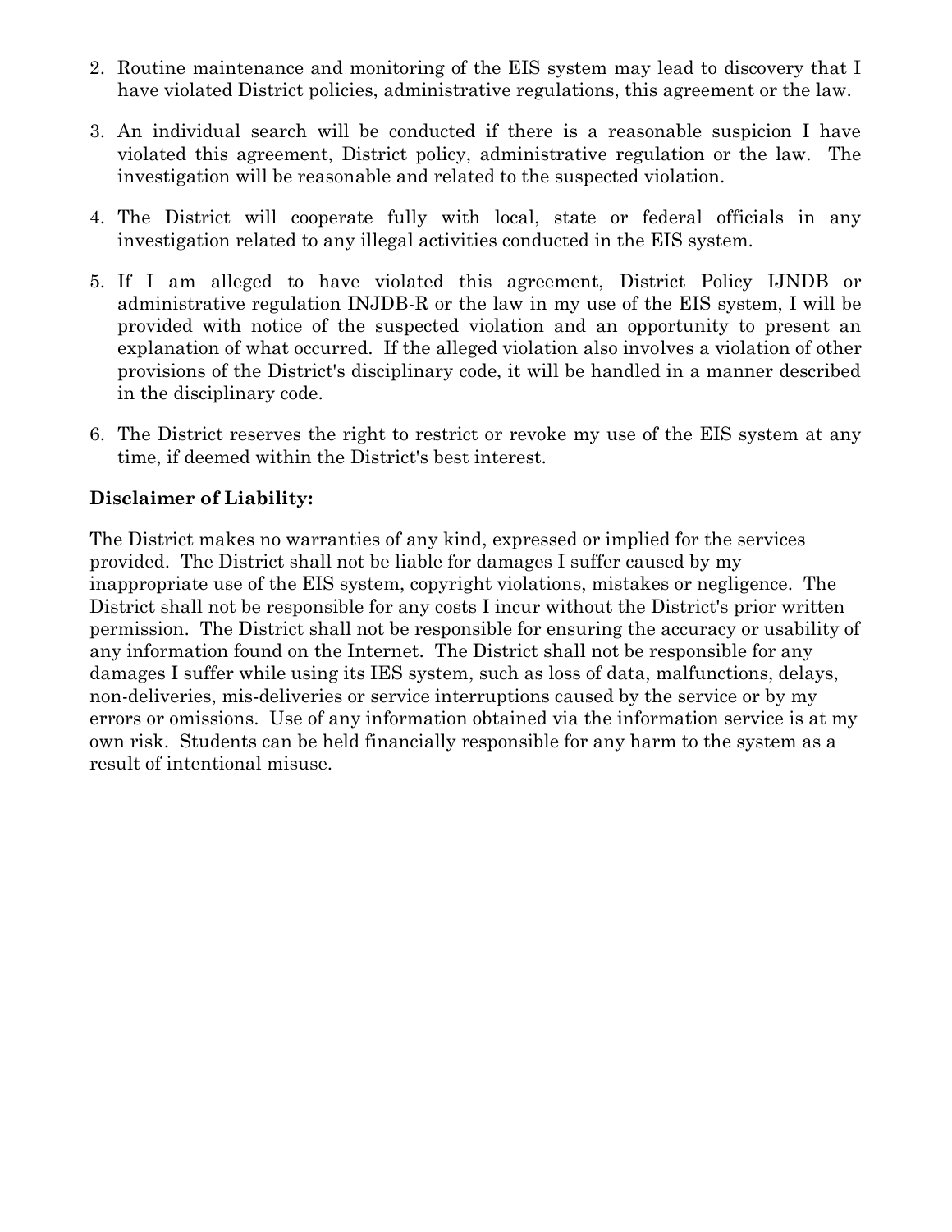2. Routine maintenance and monitoring of the EIS system may lead to discovery that I have violated District policies, administrative regulations, this agreement or the law.

3. An individual search will be conducted if there is a reasonable suspicion I have violated this agreement, District policy, administrative regulation or the law. The investigation will be reasonable and related to the suspected violation.

4. The District will cooperate fully with local, state or federal officials in any investigation related to any illegal activities conducted in the EIS system.

5. If I am alleged to have violated this agreement, District Policy IJNDB or administrative regulation INJDB-R or the law in my use of the EIS system, I will be provided with notice of the suspected violation and an opportunity to present an explanation of what occurred. If the alleged violation also involves a violation of other provisions of the District's disciplinary code, it will be handled in a manner described in the disciplinary code.

6. The District reserves the right to restrict or revoke my use of the EIS system at any time, if deemed within the District's best interest.

**Disclaimer of Liability:**

The District makes no warranties of any kind, expressed or implied for the services provided. The District shall not be liable for damages I suffer caused by my inappropriate use of the EIS system, copyright violations, mistakes or negligence. The District shall not be responsible for any costs I incur without the District's prior written permission. The District shall not be responsible for ensuring the accuracy or usability of any information found on the Internet. The District shall not be responsible for any damages I suffer while using its IES system, such as loss of data, malfunctions, delays, non-deliveries, mis-deliveries or service interruptions caused by the service or by my errors or omissions. Use of any information obtained via the information service is at my own risk. Students can be held financially responsible for any harm to the system as a result of intentional misuse.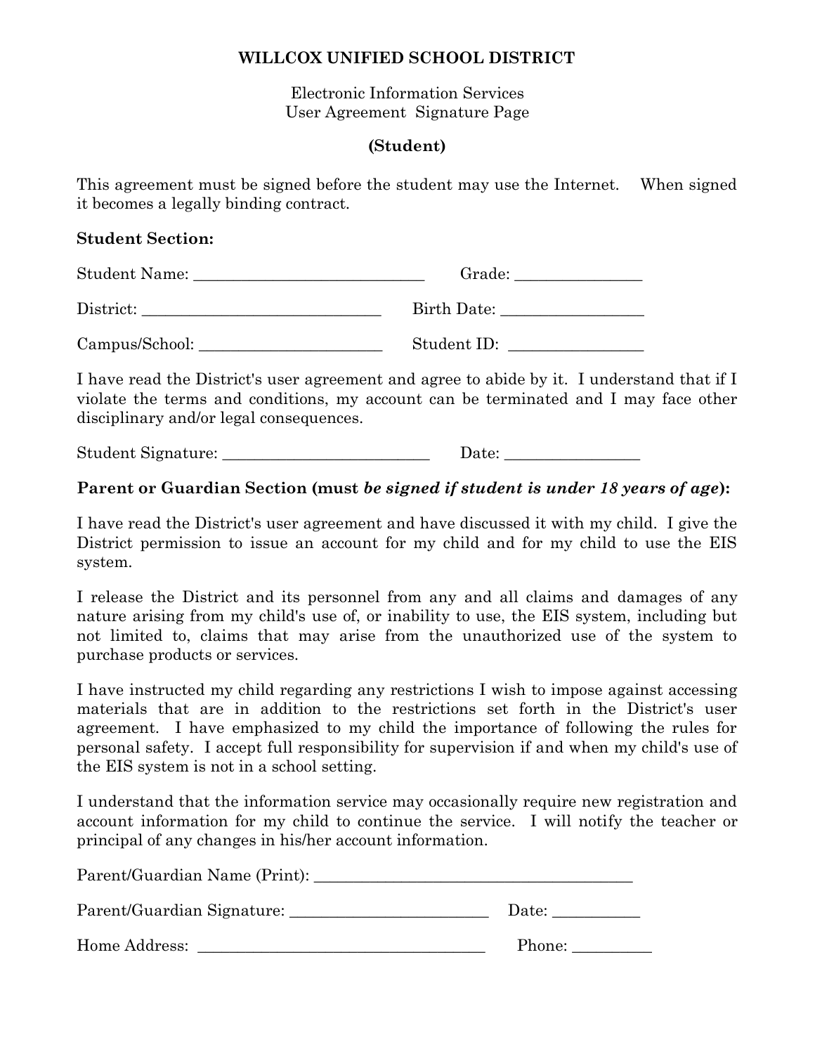# WILLCOX UNIFIED SCHOOL DISTRICT

Electronic Information Services
User Agreement Signature Page

**(Student)**

This agreement must be signed before the student may use the Internet. When signed it becomes a legally binding contract.

**Student Section:**

Student Name: ____________________________ Grade: _______________

District: ____________________________ Birth Date: _________________

Campus/School: ______________________ Student ID: ________________

I have read the District's user agreement and agree to abide by it. I understand that if I violate the terms and conditions, my account can be terminated and I may face other disciplinary and/or legal consequences.

Student Signature: _________________________ Date: ________________

**Parent or Guardian Section (must *be signed if student is under 18 years of age*):**

I have read the District's user agreement and have discussed it with my child. I give the District permission to issue an account for my child and for my child to use the EIS system.

I release the District and its personnel from any and all claims and damages of any nature arising from my child's use of, or inability to use, the EIS system, including but not limited to, claims that may arise from the unauthorized use of the system to purchase products or services.

I have instructed my child regarding any restrictions I wish to impose against accessing materials that are in addition to the restrictions set forth in the District's user agreement. I have emphasized to my child the importance of following the rules for personal safety. I accept full responsibility for supervision if and when my child's use of the EIS system is not in a school setting.

I understand that the information service may occasionally require new registration and account information for my child to continue the service. I will notify the teacher or principal of any changes in his/her account information.

Parent/Guardian Name (Print): ________________________________________

Parent/Guardian Signature: ________________________ Date: ___________

Home Address: ___________________________________ Phone: __________